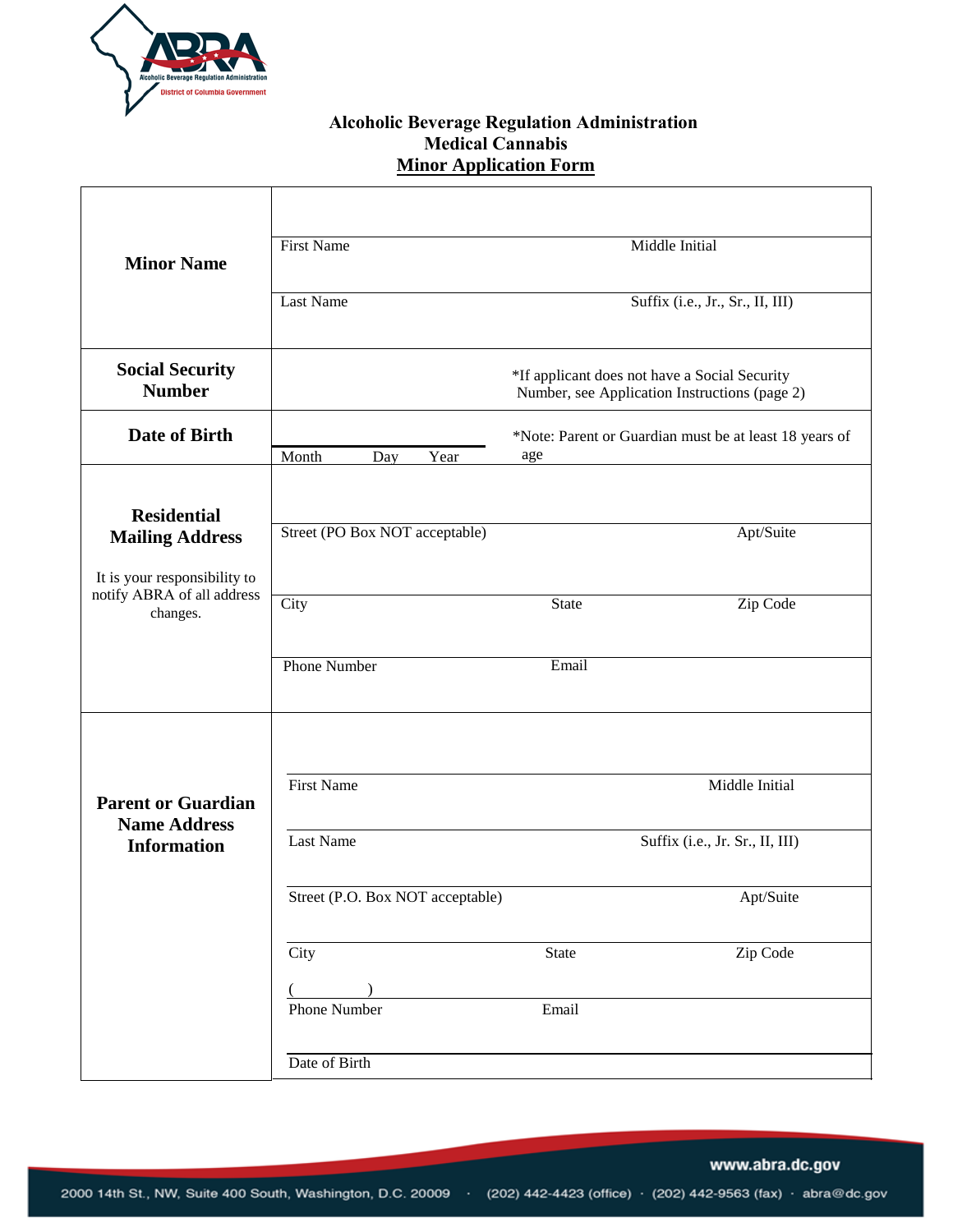**Alcoholic Beverage Regulation Administration**
**Medical Cannabis**
**Minor Application Form**

| | |
|---|---|
| **Minor Name** | First Name / Middle Initial<br>Last Name / Suffix (i.e., Jr., Sr., II, III) |
| **Social Security Number** | *If applicant does not have a Social Security Number, see Application Instructions (page 2) |
| **Date of Birth** | Month / Day / Year<br>*Note: Parent or Guardian must be at least 18 years of age |
| **Residential Mailing Address**<br>It is your responsibility to notify ABRA of all address changes. | Street (PO Box NOT acceptable) / Apt/Suite<br>City / State / Zip Code<br>Phone Number / Email |
| **Parent or Guardian Name Address Information** | First Name / Middle Initial<br>Last Name / Suffix (i.e., Jr. Sr., II, III)<br>Street (P.O. Box NOT acceptable) / Apt/Suite<br>City / State / Zip Code<br>( ) Phone Number / Email<br>Date of Birth |

www.abra.dc.gov

2000 14th St., NW, Suite 400 South, Washington, D.C. 20009 · (202) 442-4423 (office) · (202) 442-9563 (fax) · abra@dc.gov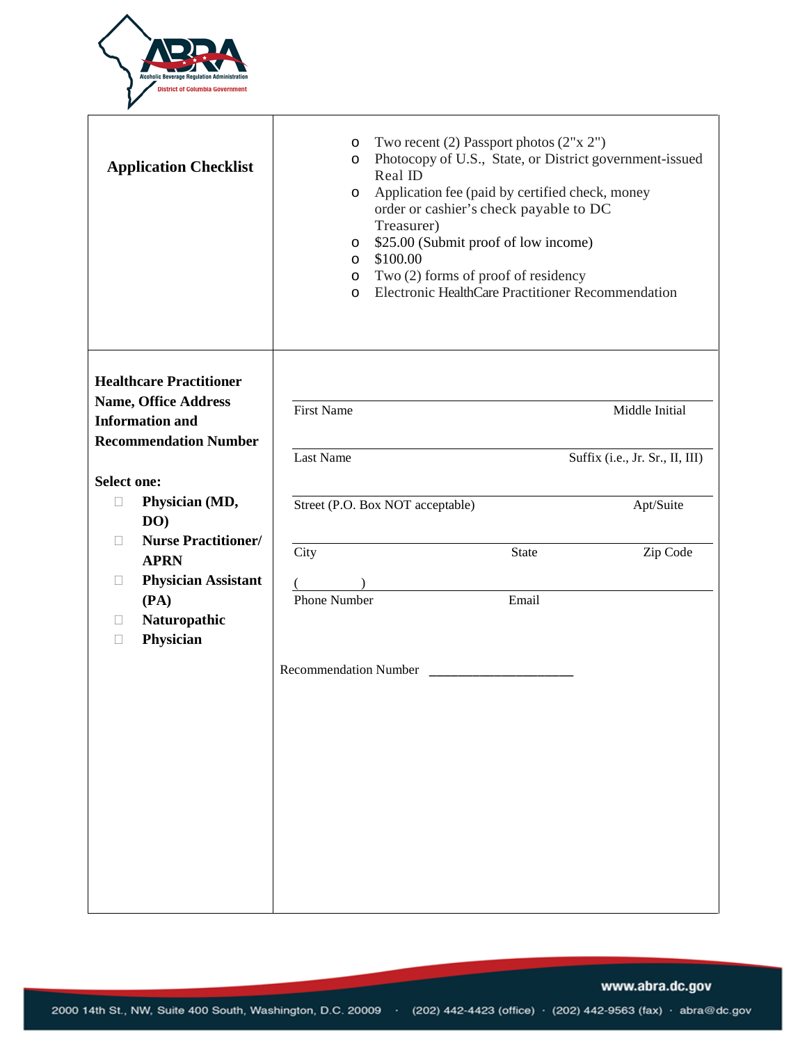| **Application Checklist** | - Two recent (2) Passport photos (2"x 2")<br>- Photocopy of U.S., State, or District government-issued Real ID<br>- Application fee (paid by certified check, money order or cashier's check payable to DC Treasurer)<br>- $25.00 (Submit proof of low income)<br>- $100.00<br>- Two (2) forms of proof of residency<br>- Electronic HealthCare Practitioner Recommendation |
|---|---|
| **Healthcare Practitioner Name, Office Address Information and Recommendation Number**<br><br>**Select one:**<br>☐ **Physician (MD, DO)**<br>☐ **Nurse Practitioner/ APRN**<br>☐ **Physician Assistant (PA)**<br>☐ **Naturopathic**<br>☐ **Physician** | First Name ______ Middle Initial ______<br><br>Last Name ______ Suffix (i.e., Jr. Sr., II, III) ______<br><br>Street (P.O. Box NOT acceptable) ______ Apt/Suite ______<br><br>City ______ State ______ Zip Code ______<br><br>( ) Phone Number ______ Email ______<br><br>Recommendation Number ____________________ |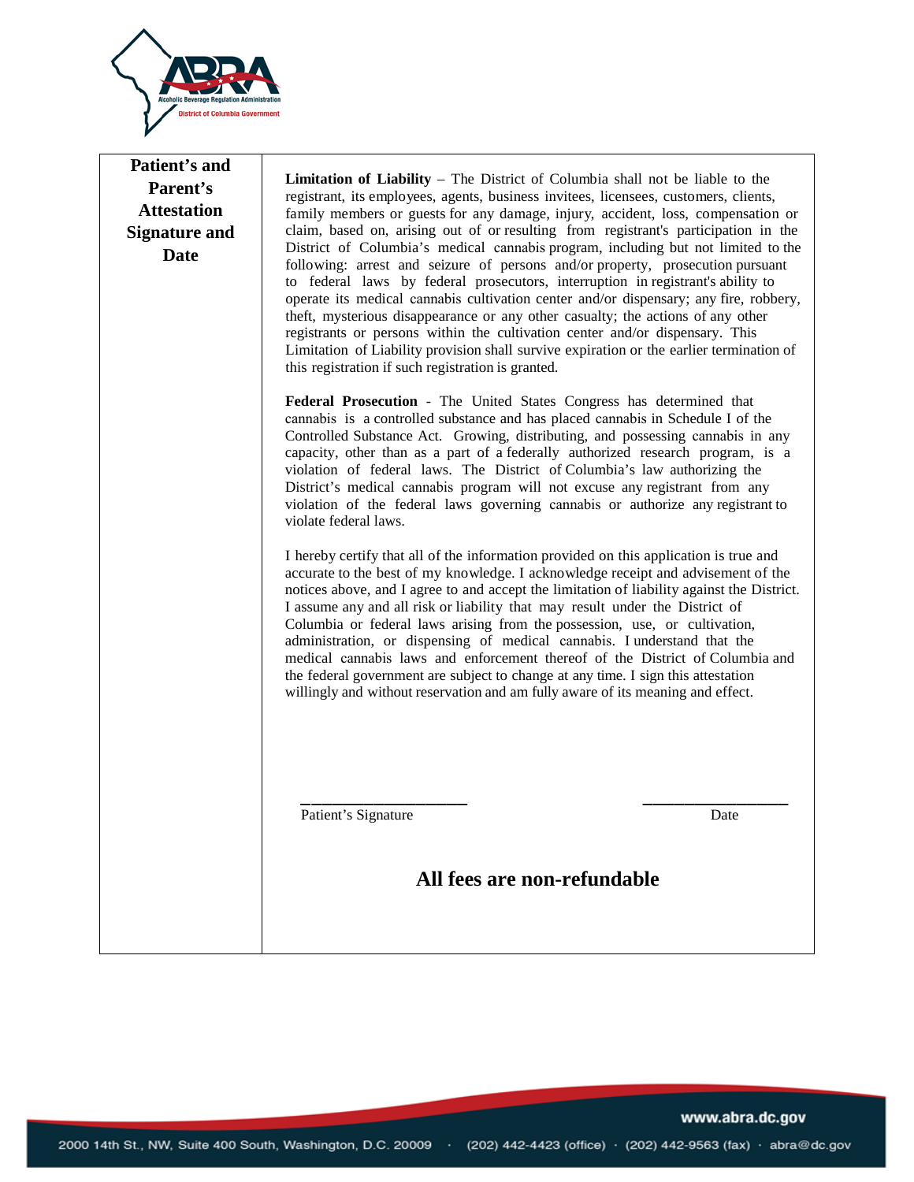| Patient's and Parent's Attestation Signature and Date | **Limitation of Liability** – The District of Columbia shall not be liable to the registrant, its employees, agents, business invitees, licensees, customers, clients, family members or guests for any damage, injury, accident, loss, compensation or claim, based on, arising out of or resulting from registrant's participation in the District of Columbia's medical cannabis program, including but not limited to the following: arrest and seizure of persons and/or property, prosecution pursuant to federal laws by federal prosecutors, interruption in registrant's ability to operate its medical cannabis cultivation center and/or dispensary; any fire, robbery, theft, mysterious disappearance or any other casualty; the actions of any other registrants or persons within the cultivation center and/or dispensary. This Limitation of Liability provision shall survive expiration or the earlier termination of this registration if such registration is granted.<br><br>**Federal Prosecution** - The United States Congress has determined that cannabis is a controlled substance and has placed cannabis in Schedule I of the Controlled Substance Act. Growing, distributing, and possessing cannabis in any capacity, other than as a part of a federally authorized research program, is a violation of federal laws. The District of Columbia's law authorizing the District's medical cannabis program will not excuse any registrant from any violation of the federal laws governing cannabis or authorize any registrant to violate federal laws.<br><br>I hereby certify that all of the information provided on this application is true and accurate to the best of my knowledge. I acknowledge receipt and advisement of the notices above, and I agree to and accept the limitation of liability against the District. I assume any and all risk or liability that may result under the District of Columbia or federal laws arising from the possession, use, or cultivation, administration, or dispensing of medical cannabis. I understand that the medical cannabis laws and enforcement thereof of the District of Columbia and the federal government are subject to change at any time. I sign this attestation willingly and without reservation and am fully aware of its meaning and effect.<br><br>____________________ ____________________<br>Patient's Signature Date<br><br>**All fees are non-refundable** |
|---|---|